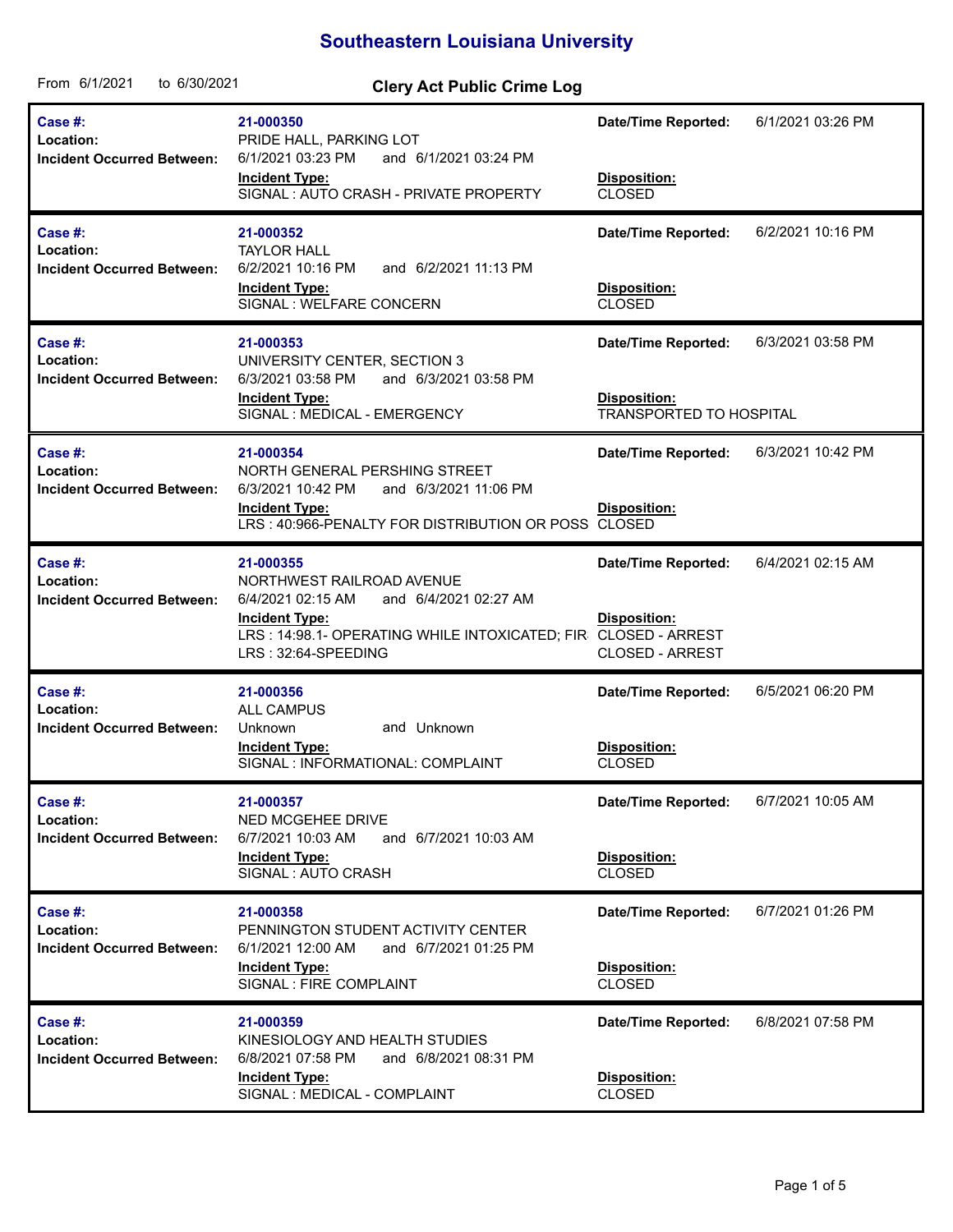# Southeastern Louisiana University

From 6/1/2021 to 6/30/2021

## Clery Act Public Crime Log

| Case #: | Location: | Incident Occurred Between: | Incident Type: | Date/Time Reported: | Disposition: |
|---|---|---|---|---|---|
| 21-000350 | PRIDE HALL, PARKING LOT | 6/1/2021 03:23 PM and 6/1/2021 03:24 PM | SIGNAL : AUTO CRASH - PRIVATE PROPERTY | 6/1/2021 03:26 PM | CLOSED |
| 21-000352 | TAYLOR HALL | 6/2/2021 10:16 PM and 6/2/2021 11:13 PM | SIGNAL : WELFARE CONCERN | 6/2/2021 10:16 PM | CLOSED |
| 21-000353 | UNIVERSITY CENTER, SECTION 3 | 6/3/2021 03:58 PM and 6/3/2021 03:58 PM | SIGNAL : MEDICAL - EMERGENCY | 6/3/2021 03:58 PM | TRANSPORTED TO HOSPITAL |
| 21-000354 | NORTH GENERAL PERSHING STREET | 6/3/2021 10:42 PM and 6/3/2021 11:06 PM | LRS : 40:966-PENALTY FOR DISTRIBUTION OR POSS | 6/3/2021 10:42 PM | CLOSED |
| 21-000355 | NORTHWEST RAILROAD AVENUE | 6/4/2021 02:15 AM and 6/4/2021 02:27 AM | LRS : 14:98.1- OPERATING WHILE INTOXICATED; FIR<br>LRS : 32:64-SPEEDING | 6/4/2021 02:15 AM | CLOSED - ARREST<br>CLOSED - ARREST |
| 21-000356 | ALL CAMPUS | Unknown and Unknown | SIGNAL : INFORMATIONAL: COMPLAINT | 6/5/2021 06:20 PM | CLOSED |
| 21-000357 | NED MCGEHEE DRIVE | 6/7/2021 10:03 AM and 6/7/2021 10:03 AM | SIGNAL : AUTO CRASH | 6/7/2021 10:05 AM | CLOSED |
| 21-000358 | PENNINGTON STUDENT ACTIVITY CENTER | 6/1/2021 12:00 AM and 6/7/2021 01:25 PM | SIGNAL : FIRE COMPLAINT | 6/7/2021 01:26 PM | CLOSED |
| 21-000359 | KINESIOLOGY AND HEALTH STUDIES | 6/8/2021 07:58 PM and 6/8/2021 08:31 PM | SIGNAL : MEDICAL - COMPLAINT | 6/8/2021 07:58 PM | CLOSED |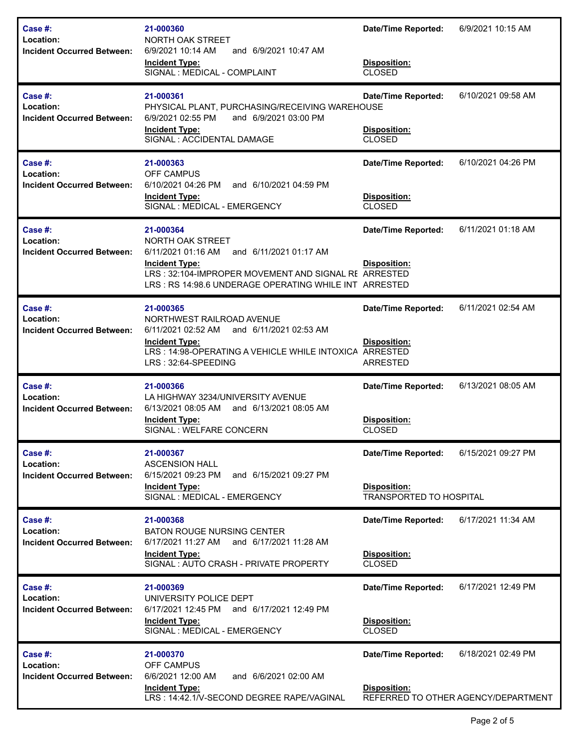| Field | Value | Field | Value |
|---|---|---|---|
| **Case #:** | 21-000360 | **Date/Time Reported:** | 6/9/2021 10:15 AM |
| **Location:** | NORTH OAK STREET | | |
| **Incident Occurred Between:** | 6/9/2021 10:14 AM and 6/9/2021 10:47 AM | | |
| | **Incident Type:** | **Disposition:** | |
| | SIGNAL : MEDICAL - COMPLAINT | CLOSED | |

| Field | Value | Field | Value |
|---|---|---|---|
| **Case #:** | 21-000361 | **Date/Time Reported:** | 6/10/2021 09:58 AM |
| **Location:** | PHYSICAL PLANT, PURCHASING/RECEIVING WAREHOUSE | | |
| **Incident Occurred Between:** | 6/9/2021 02:55 PM and 6/9/2021 03:00 PM | | |
| | **Incident Type:** | **Disposition:** | |
| | SIGNAL : ACCIDENTAL DAMAGE | CLOSED | |

| Field | Value | Field | Value |
|---|---|---|---|
| **Case #:** | 21-000363 | **Date/Time Reported:** | 6/10/2021 04:26 PM |
| **Location:** | OFF CAMPUS | | |
| **Incident Occurred Between:** | 6/10/2021 04:26 PM and 6/10/2021 04:59 PM | | |
| | **Incident Type:** | **Disposition:** | |
| | SIGNAL : MEDICAL - EMERGENCY | CLOSED | |

| Field | Value | Field | Value |
|---|---|---|---|
| **Case #:** | 21-000364 | **Date/Time Reported:** | 6/11/2021 01:18 AM |
| **Location:** | NORTH OAK STREET | | |
| **Incident Occurred Between:** | 6/11/2021 01:16 AM and 6/11/2021 01:17 AM | | |
| | **Incident Type:** | **Disposition:** | |
| | LRS : 32:104-IMPROPER MOVEMENT AND SIGNAL RE | ARRESTED | |
| | LRS : RS 14:98.6 UNDERAGE OPERATING WHILE INT | ARRESTED | |

| Field | Value | Field | Value |
|---|---|---|---|
| **Case #:** | 21-000365 | **Date/Time Reported:** | 6/11/2021 02:54 AM |
| **Location:** | NORTHWEST RAILROAD AVENUE | | |
| **Incident Occurred Between:** | 6/11/2021 02:52 AM and 6/11/2021 02:53 AM | | |
| | **Incident Type:** | **Disposition:** | |
| | LRS : 14:98-OPERATING A VEHICLE WHILE INTOXICA | ARRESTED | |
| | LRS : 32:64-SPEEDING | ARRESTED | |

| Field | Value | Field | Value |
|---|---|---|---|
| **Case #:** | 21-000366 | **Date/Time Reported:** | 6/13/2021 08:05 AM |
| **Location:** | LA HIGHWAY 3234/UNIVERSITY AVENUE | | |
| **Incident Occurred Between:** | 6/13/2021 08:05 AM and 6/13/2021 08:05 AM | | |
| | **Incident Type:** | **Disposition:** | |
| | SIGNAL : WELFARE CONCERN | CLOSED | |

| Field | Value | Field | Value |
|---|---|---|---|
| **Case #:** | 21-000367 | **Date/Time Reported:** | 6/15/2021 09:27 PM |
| **Location:** | ASCENSION HALL | | |
| **Incident Occurred Between:** | 6/15/2021 09:23 PM and 6/15/2021 09:27 PM | | |
| | **Incident Type:** | **Disposition:** | |
| | SIGNAL : MEDICAL - EMERGENCY | TRANSPORTED TO HOSPITAL | |

| Field | Value | Field | Value |
|---|---|---|---|
| **Case #:** | 21-000368 | **Date/Time Reported:** | 6/17/2021 11:34 AM |
| **Location:** | BATON ROUGE NURSING CENTER | | |
| **Incident Occurred Between:** | 6/17/2021 11:27 AM and 6/17/2021 11:28 AM | | |
| | **Incident Type:** | **Disposition:** | |
| | SIGNAL : AUTO CRASH - PRIVATE PROPERTY | CLOSED | |

| Field | Value | Field | Value |
|---|---|---|---|
| **Case #:** | 21-000369 | **Date/Time Reported:** | 6/17/2021 12:49 PM |
| **Location:** | UNIVERSITY POLICE DEPT | | |
| **Incident Occurred Between:** | 6/17/2021 12:45 PM and 6/17/2021 12:49 PM | | |
| | **Incident Type:** | **Disposition:** | |
| | SIGNAL : MEDICAL - EMERGENCY | CLOSED | |

| Field | Value | Field | Value |
|---|---|---|---|
| **Case #:** | 21-000370 | **Date/Time Reported:** | 6/18/2021 02:49 PM |
| **Location:** | OFF CAMPUS | | |
| **Incident Occurred Between:** | 6/6/2021 12:00 AM and 6/6/2021 02:00 AM | | |
| | **Incident Type:** | **Disposition:** | |
| | LRS : 14:42.1/V-SECOND DEGREE RAPE/VAGINAL | REFERRED TO OTHER AGENCY/DEPARTMENT | |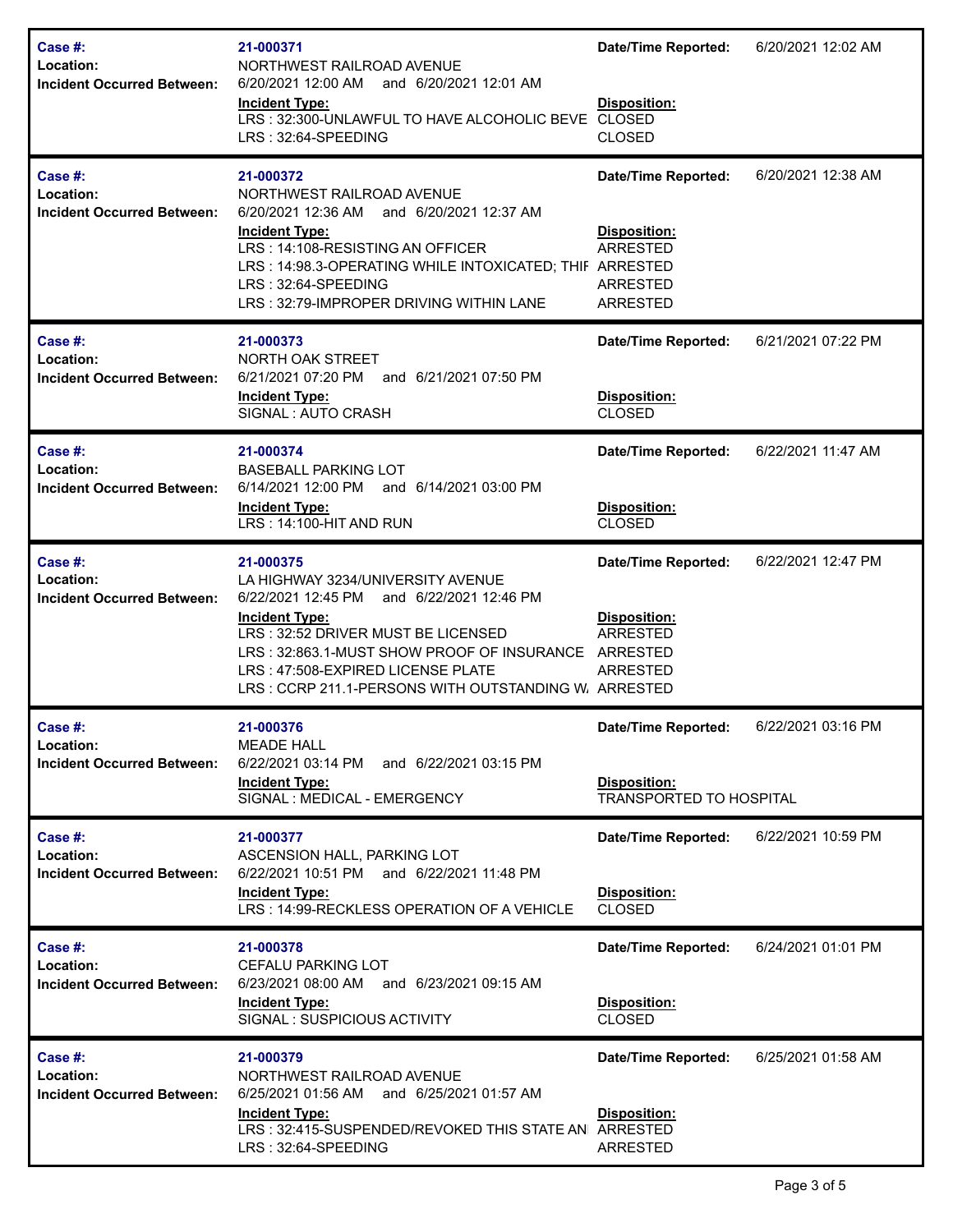**Case #:** 21-000371
**Location:** NORTHWEST RAILROAD AVENUE
**Incident Occurred Between:** 6/20/2021 12:00 AM and 6/20/2021 12:01 AM
**Date/Time Reported:** 6/20/2021 12:02 AM

| Incident Type: | Disposition: |
|---|---|
| LRS : 32:300-UNLAWFUL TO HAVE ALCOHOLIC BEVE | CLOSED |
| LRS : 32:64-SPEEDING | CLOSED |

---

**Case #:** 21-000372
**Location:** NORTHWEST RAILROAD AVENUE
**Incident Occurred Between:** 6/20/2021 12:36 AM and 6/20/2021 12:37 AM
**Date/Time Reported:** 6/20/2021 12:38 AM

| Incident Type: | Disposition: |
|---|---|
| LRS : 14:108-RESISTING AN OFFICER | ARRESTED |
| LRS : 14:98.3-OPERATING WHILE INTOXICATED; THIF | ARRESTED |
| LRS : 32:64-SPEEDING | ARRESTED |
| LRS : 32:79-IMPROPER DRIVING WITHIN LANE | ARRESTED |

---

**Case #:** 21-000373
**Location:** NORTH OAK STREET
**Incident Occurred Between:** 6/21/2021 07:20 PM and 6/21/2021 07:50 PM
**Date/Time Reported:** 6/21/2021 07:22 PM

| Incident Type: | Disposition: |
|---|---|
| SIGNAL : AUTO CRASH | CLOSED |

---

**Case #:** 21-000374
**Location:** BASEBALL PARKING LOT
**Incident Occurred Between:** 6/14/2021 12:00 PM and 6/14/2021 03:00 PM
**Date/Time Reported:** 6/22/2021 11:47 AM

| Incident Type: | Disposition: |
|---|---|
| LRS : 14:100-HIT AND RUN | CLOSED |

---

**Case #:** 21-000375
**Location:** LA HIGHWAY 3234/UNIVERSITY AVENUE
**Incident Occurred Between:** 6/22/2021 12:45 PM and 6/22/2021 12:46 PM
**Date/Time Reported:** 6/22/2021 12:47 PM

| Incident Type: | Disposition: |
|---|---|
| LRS : 32:52 DRIVER MUST BE LICENSED | ARRESTED |
| LRS : 32:863.1-MUST SHOW PROOF OF INSURANCE | ARRESTED |
| LRS : 47:508-EXPIRED LICENSE PLATE | ARRESTED |
| LRS : CCRP 211.1-PERSONS WITH OUTSTANDING W. | ARRESTED |

---

**Case #:** 21-000376
**Location:** MEADE HALL
**Incident Occurred Between:** 6/22/2021 03:14 PM and 6/22/2021 03:15 PM
**Date/Time Reported:** 6/22/2021 03:16 PM

| Incident Type: | Disposition: |
|---|---|
| SIGNAL : MEDICAL - EMERGENCY | TRANSPORTED TO HOSPITAL |

---

**Case #:** 21-000377
**Location:** ASCENSION HALL, PARKING LOT
**Incident Occurred Between:** 6/22/2021 10:51 PM and 6/22/2021 11:48 PM
**Date/Time Reported:** 6/22/2021 10:59 PM

| Incident Type: | Disposition: |
|---|---|
| LRS : 14:99-RECKLESS OPERATION OF A VEHICLE | CLOSED |

---

**Case #:** 21-000378
**Location:** CEFALU PARKING LOT
**Incident Occurred Between:** 6/23/2021 08:00 AM and 6/23/2021 09:15 AM
**Date/Time Reported:** 6/24/2021 01:01 PM

| Incident Type: | Disposition: |
|---|---|
| SIGNAL : SUSPICIOUS ACTIVITY | CLOSED |

---

**Case #:** 21-000379
**Location:** NORTHWEST RAILROAD AVENUE
**Incident Occurred Between:** 6/25/2021 01:56 AM and 6/25/2021 01:57 AM
**Date/Time Reported:** 6/25/2021 01:58 AM

| Incident Type: | Disposition: |
|---|---|
| LRS : 32:415-SUSPENDED/REVOKED THIS STATE AN | ARRESTED |
| LRS : 32:64-SPEEDING | ARRESTED |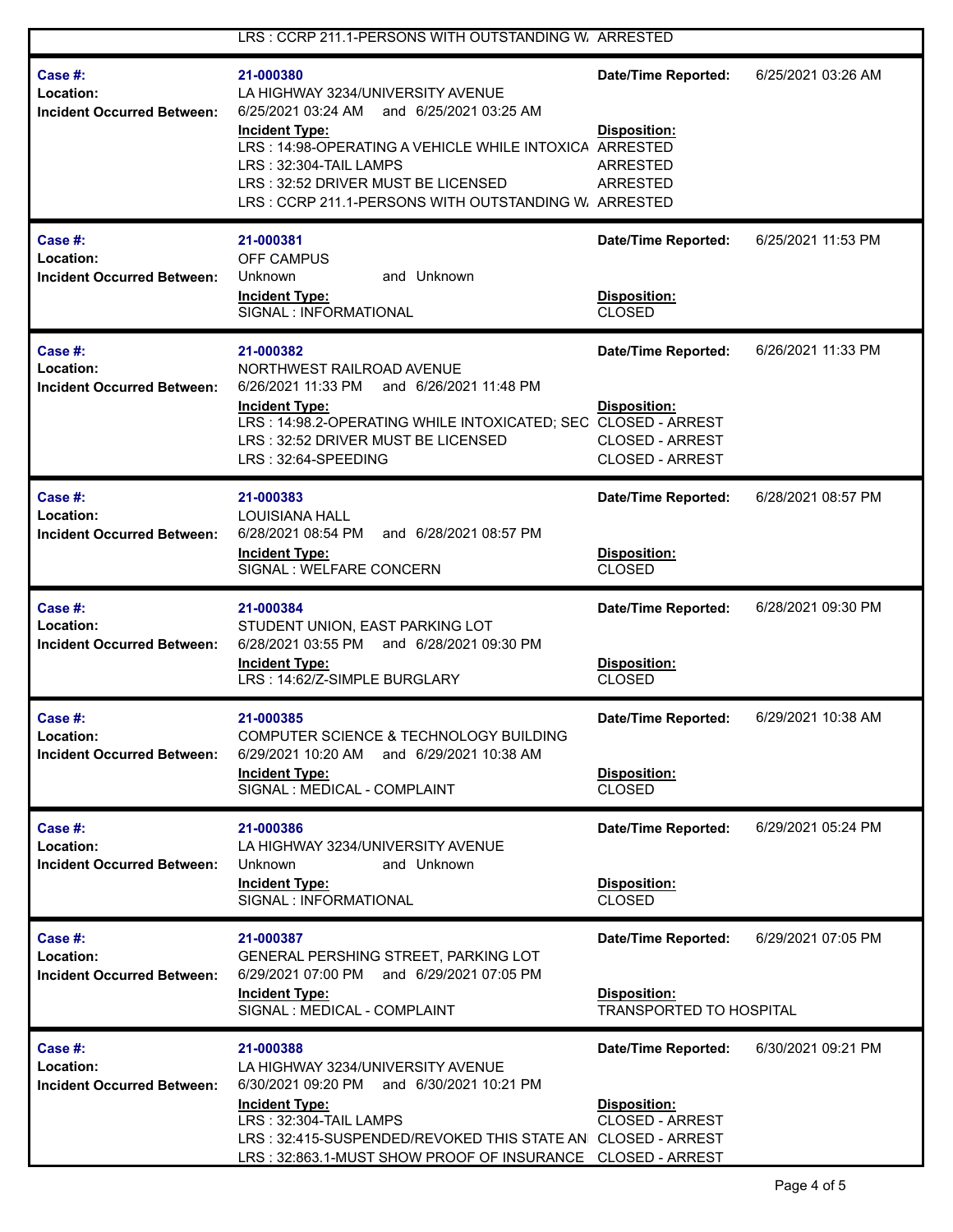| | | |
|---|---|---|
| | LRS : CCRP 211.1-PERSONS WITH OUTSTANDING W. | ARRESTED |

| | | | |
|---|---|---|---|
| **Case #:** | 21-000380 | **Date/Time Reported:** | 6/25/2021 03:26 AM |
| **Location:** | LA HIGHWAY 3234/UNIVERSITY AVENUE | | |
| **Incident Occurred Between:** | 6/25/2021 03:24 AM and 6/25/2021 03:25 AM | | |
| | **Incident Type:** | **Disposition:** | |
| | LRS : 14:98-OPERATING A VEHICLE WHILE INTOXICA | ARRESTED | |
| | LRS : 32:304-TAIL LAMPS | ARRESTED | |
| | LRS : 32:52 DRIVER MUST BE LICENSED | ARRESTED | |
| | LRS : CCRP 211.1-PERSONS WITH OUTSTANDING W. | ARRESTED | |

| | | | |
|---|---|---|---|
| **Case #:** | 21-000381 | **Date/Time Reported:** | 6/25/2021 11:53 PM |
| **Location:** | OFF CAMPUS | | |
| **Incident Occurred Between:** | Unknown and Unknown | | |
| | **Incident Type:** | **Disposition:** | |
| | SIGNAL : INFORMATIONAL | CLOSED | |

| | | | |
|---|---|---|---|
| **Case #:** | 21-000382 | **Date/Time Reported:** | 6/26/2021 11:33 PM |
| **Location:** | NORTHWEST RAILROAD AVENUE | | |
| **Incident Occurred Between:** | 6/26/2021 11:33 PM and 6/26/2021 11:48 PM | | |
| | **Incident Type:** | **Disposition:** | |
| | LRS : 14:98.2-OPERATING WHILE INTOXICATED; SEC | CLOSED - ARREST | |
| | LRS : 32:52 DRIVER MUST BE LICENSED | CLOSED - ARREST | |
| | LRS : 32:64-SPEEDING | CLOSED - ARREST | |

| | | | |
|---|---|---|---|
| **Case #:** | 21-000383 | **Date/Time Reported:** | 6/28/2021 08:57 PM |
| **Location:** | LOUISIANA HALL | | |
| **Incident Occurred Between:** | 6/28/2021 08:54 PM and 6/28/2021 08:57 PM | | |
| | **Incident Type:** | **Disposition:** | |
| | SIGNAL : WELFARE CONCERN | CLOSED | |

| | | | |
|---|---|---|---|
| **Case #:** | 21-000384 | **Date/Time Reported:** | 6/28/2021 09:30 PM |
| **Location:** | STUDENT UNION, EAST PARKING LOT | | |
| **Incident Occurred Between:** | 6/28/2021 03:55 PM and 6/28/2021 09:30 PM | | |
| | **Incident Type:** | **Disposition:** | |
| | LRS : 14:62/Z-SIMPLE BURGLARY | CLOSED | |

| | | | |
|---|---|---|---|
| **Case #:** | 21-000385 | **Date/Time Reported:** | 6/29/2021 10:38 AM |
| **Location:** | COMPUTER SCIENCE & TECHNOLOGY BUILDING | | |
| **Incident Occurred Between:** | 6/29/2021 10:20 AM and 6/29/2021 10:38 AM | | |
| | **Incident Type:** | **Disposition:** | |
| | SIGNAL : MEDICAL - COMPLAINT | CLOSED | |

| | | | |
|---|---|---|---|
| **Case #:** | 21-000386 | **Date/Time Reported:** | 6/29/2021 05:24 PM |
| **Location:** | LA HIGHWAY 3234/UNIVERSITY AVENUE | | |
| **Incident Occurred Between:** | Unknown and Unknown | | |
| | **Incident Type:** | **Disposition:** | |
| | SIGNAL : INFORMATIONAL | CLOSED | |

| | | | |
|---|---|---|---|
| **Case #:** | 21-000387 | **Date/Time Reported:** | 6/29/2021 07:05 PM |
| **Location:** | GENERAL PERSHING STREET, PARKING LOT | | |
| **Incident Occurred Between:** | 6/29/2021 07:00 PM and 6/29/2021 07:05 PM | | |
| | **Incident Type:** | **Disposition:** | |
| | SIGNAL : MEDICAL - COMPLAINT | TRANSPORTED TO HOSPITAL | |

| | | | |
|---|---|---|---|
| **Case #:** | 21-000388 | **Date/Time Reported:** | 6/30/2021 09:21 PM |
| **Location:** | LA HIGHWAY 3234/UNIVERSITY AVENUE | | |
| **Incident Occurred Between:** | 6/30/2021 09:20 PM and 6/30/2021 10:21 PM | | |
| | **Incident Type:** | **Disposition:** | |
| | LRS : 32:304-TAIL LAMPS | CLOSED - ARREST | |
| | LRS : 32:415-SUSPENDED/REVOKED THIS STATE AN | CLOSED - ARREST | |
| | LRS : 32:863.1-MUST SHOW PROOF OF INSURANCE | CLOSED - ARREST | |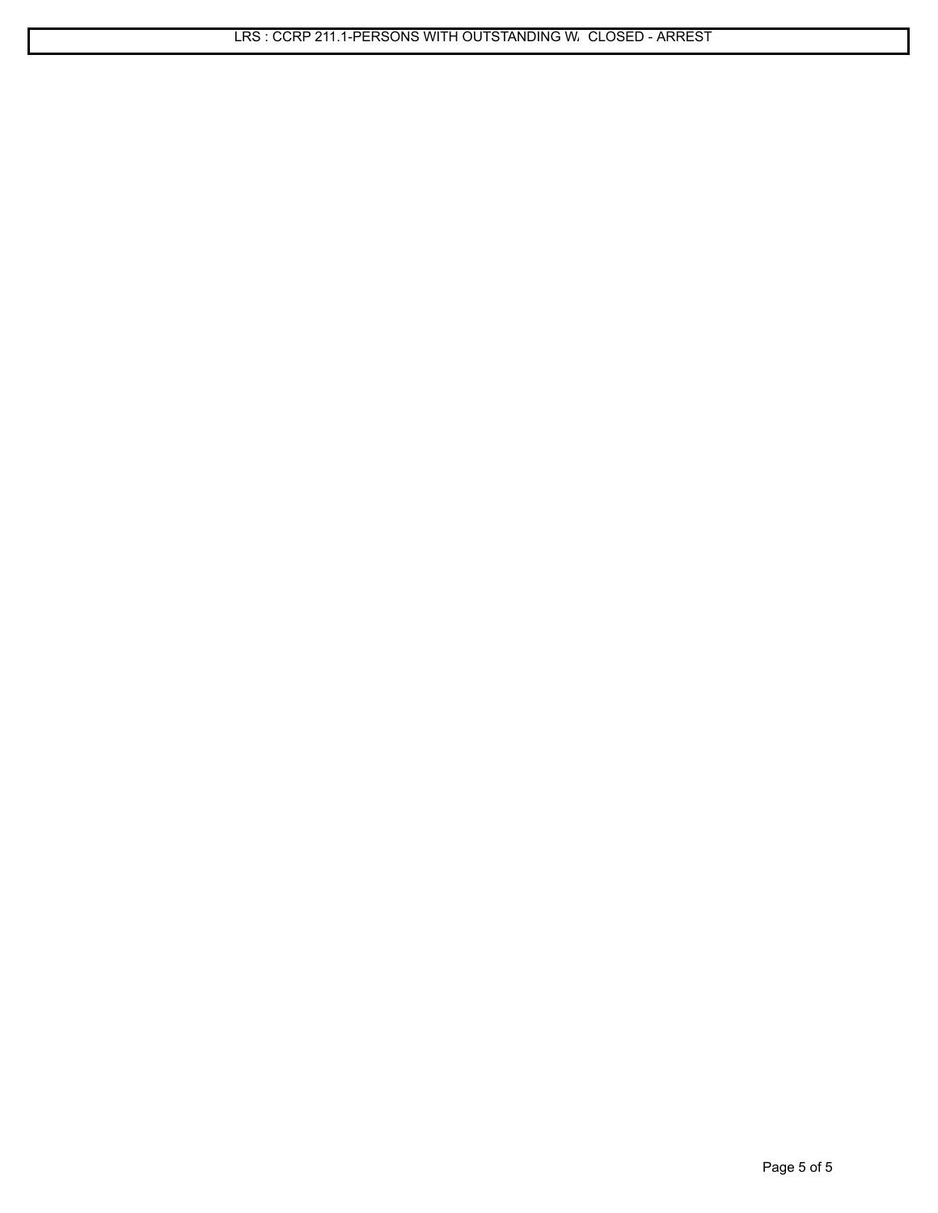LRS : CCRP 211.1-PERSONS WITH OUTSTANDING W. CLOSED - ARREST